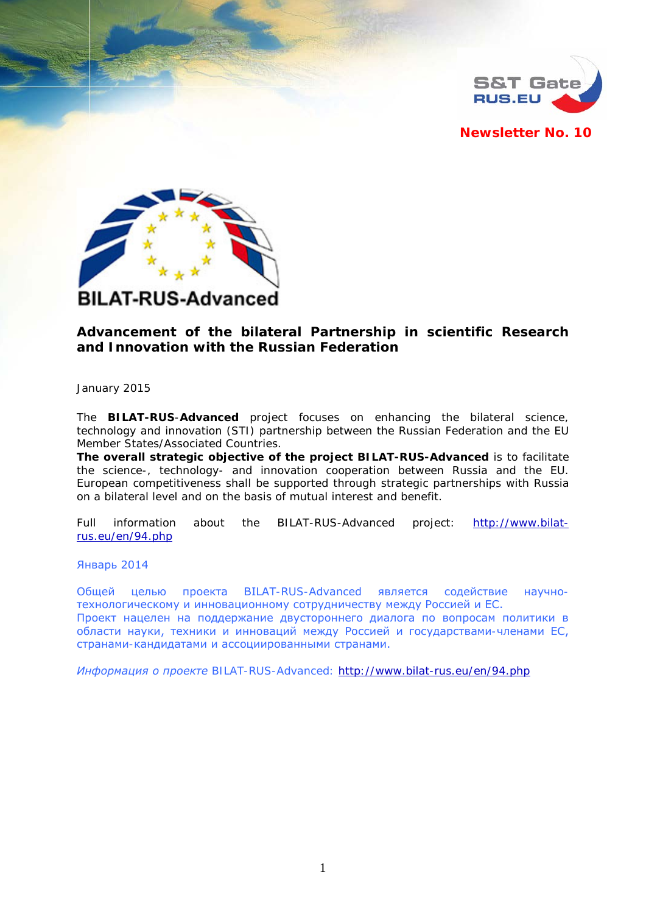S&T Gate RUS.EU

**Newsletter No. 10**

BILAT-RUS-Advanced

# Advancement of the bilateral Partnership in scientific Research and Innovation with the Russian Federation

January 2015

The **BILAT-RUS-Advanced** project focuses on enhancing the bilateral science, technology and innovation (STI) partnership between the Russian Federation and the EU Member States/Associated Countries.
**The overall strategic objective of the project BILAT-RUS-Advanced** is to facilitate the science-, technology- and innovation cooperation between Russia and the EU. European competitiveness shall be supported through strategic partnerships with Russia on a bilateral level and on the basis of mutual interest and benefit.

Full information about the BILAT-RUS-Advanced project: http://www.bilat-rus.eu/en/94.php

Январь 2014

Общей целью проекта BILAT-RUS-Advanced является содействие научно-технологическому и инновационному сотрудничеству между Россией и ЕС.
Проект нацелен на поддержание двустороннего диалога по вопросам политики в области науки, техники и инноваций между Россией и государствами-членами ЕС, странами-кандидатами и ассоциированными странами.

*Информация о проекте* BILAT-RUS-Advanced: http://www.bilat-rus.eu/en/94.php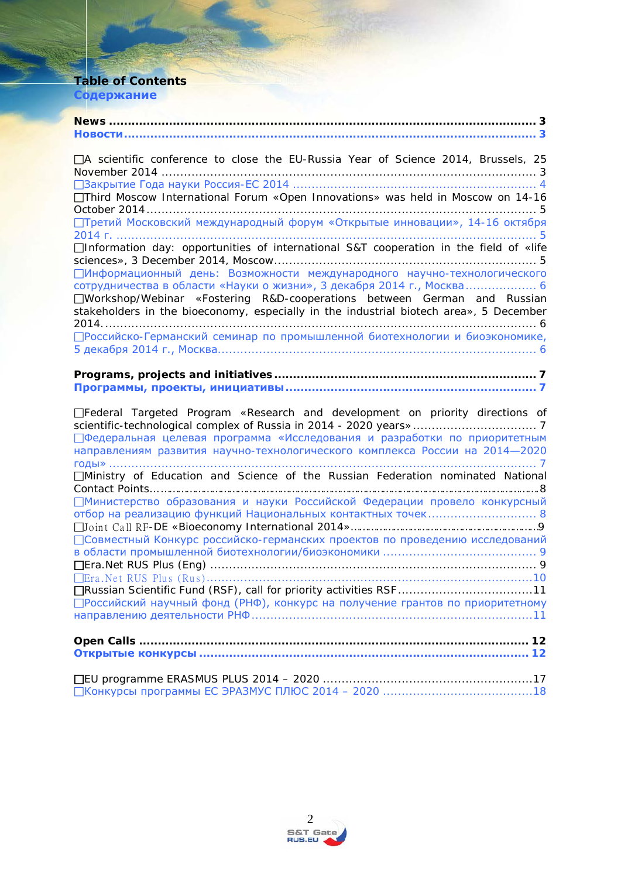# Table of Contents

# Содержание

**News** ........................................................................................................ **3**

**Новости** ...................................................................................................... **3**

- A scientific conference to close the EU-Russia Year of Science 2014, Brussels, 25 November 2014 ........................................................................................................ 3
- Закрытие Года науки Россия-ЕС 2014 ..................................................................... 4
- Third Moscow International Forum «Open Innovations» was held in Moscow on 14-16 October 2014 ........................................................................................................ 5
- Третий Московский международный форум «Открытые инновации», 14-16 октября 2014 г. ........................................................................................................ 5
- Information day: opportunities of international S&T cooperation in the field of «life sciences», 3 December 2014, Moscow ..................................................................... 5
- Информационный день: Возможности международного научно-технологического сотрудничества в области «Науки о жизни», 3 декабря 2014 г., Москва .................. 6
- Workshop/Webinar «Fostering R&D-cooperations between German and Russian stakeholders in the bioeconomy, especially in the industrial biotech area», 5 December 2014. ........................................................................................................ 6
- Российско-Германский семинар по промышленной биотехнологии и биоэкономике, 5 декабря 2014 г., Москва ................................................................................ 6

**Programs, projects and initiatives** ........................................................................ **7**

**Программы, проекты, инициативы** ..................................................................... **7**

- Federal Targeted Program «Research and development on priority directions of scientific-technological complex of Russia in 2014 - 2020 years» ................................ 7
- Федеральная целевая программа «Исследования и разработки по приоритетным направлениям развития научно-технологического комплекса России на 2014—2020 годы» ........................................................................................................ 7
- Ministry of Education and Science of the Russian Federation nominated National Contact Points ........................................................................................................ 8
- Министерство образования и науки Российской Федерации провело конкурсный отбор на реализацию функций Национальных контактных точек ............................ 8
- Joint Call RF-DE «Bioeconomy International 2014» .................................................... 9
- Совместный Конкурс российско-германских проектов по проведению исследований в области промышленной биотехнологии/биоэкономики ...................................... 9
- Era.Net RUS Plus (Eng) ............................................................................................ 9
- Era.Net RUS Plus (Rus) ........................................................................................... 10
- Russian Scientific Fund (RSF), call for priority activities RSF ..................................... 11
- Российский научный фонд (РНФ), конкурс на получение грантов по приоритетному направлению деятельности РНФ ........................................................................ 11

**Open Calls** ................................................................................................................ **12**

**Открытые конкурсы** .................................................................................................. **12**

- EU programme ERASMUS PLUS 2014 – 2020 ........................................................ 17
- Конкурсы программы ЕС ЭРАЗМУС ПЛЮС 2014 – 2020 ........................................ 18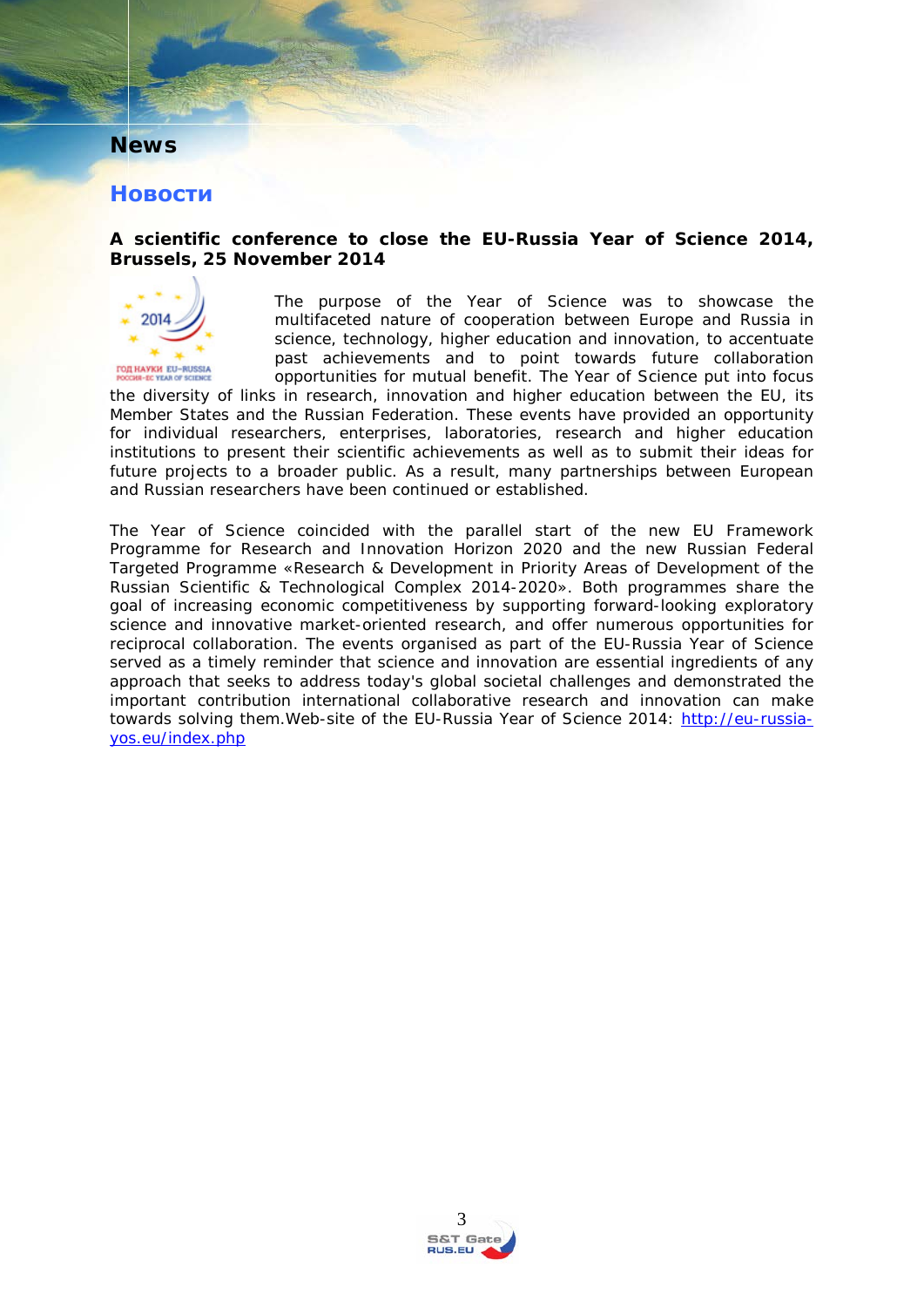# News

# Новости

**A scientific conference to close the EU-Russia Year of Science 2014, Brussels, 25 November 2014**

The purpose of the Year of Science was to showcase the multifaceted nature of cooperation between Europe and Russia in science, technology, higher education and innovation, to accentuate past achievements and to point towards future collaboration opportunities for mutual benefit. The Year of Science put into focus the diversity of links in research, innovation and higher education between the EU, its Member States and the Russian Federation. These events have provided an opportunity for individual researchers, enterprises, laboratories, research and higher education institutions to present their scientific achievements as well as to submit their ideas for future projects to a broader public. As a result, many partnerships between European and Russian researchers have been continued or established.

The Year of Science coincided with the parallel start of the new EU Framework Programme for Research and Innovation Horizon 2020 and the new Russian Federal Targeted Programme «Research & Development in Priority Areas of Development of the Russian Scientific & Technological Complex 2014-2020». Both programmes share the goal of increasing economic competitiveness by supporting forward-looking exploratory science and innovative market-oriented research, and offer numerous opportunities for reciprocal collaboration. The events organised as part of the EU-Russia Year of Science served as a timely reminder that science and innovation are essential ingredients of any approach that seeks to address today's global societal challenges and demonstrated the important contribution international collaborative research and innovation can make towards solving them.Web-site of the EU-Russia Year of Science 2014: http://eu-russia-yos.eu/index.php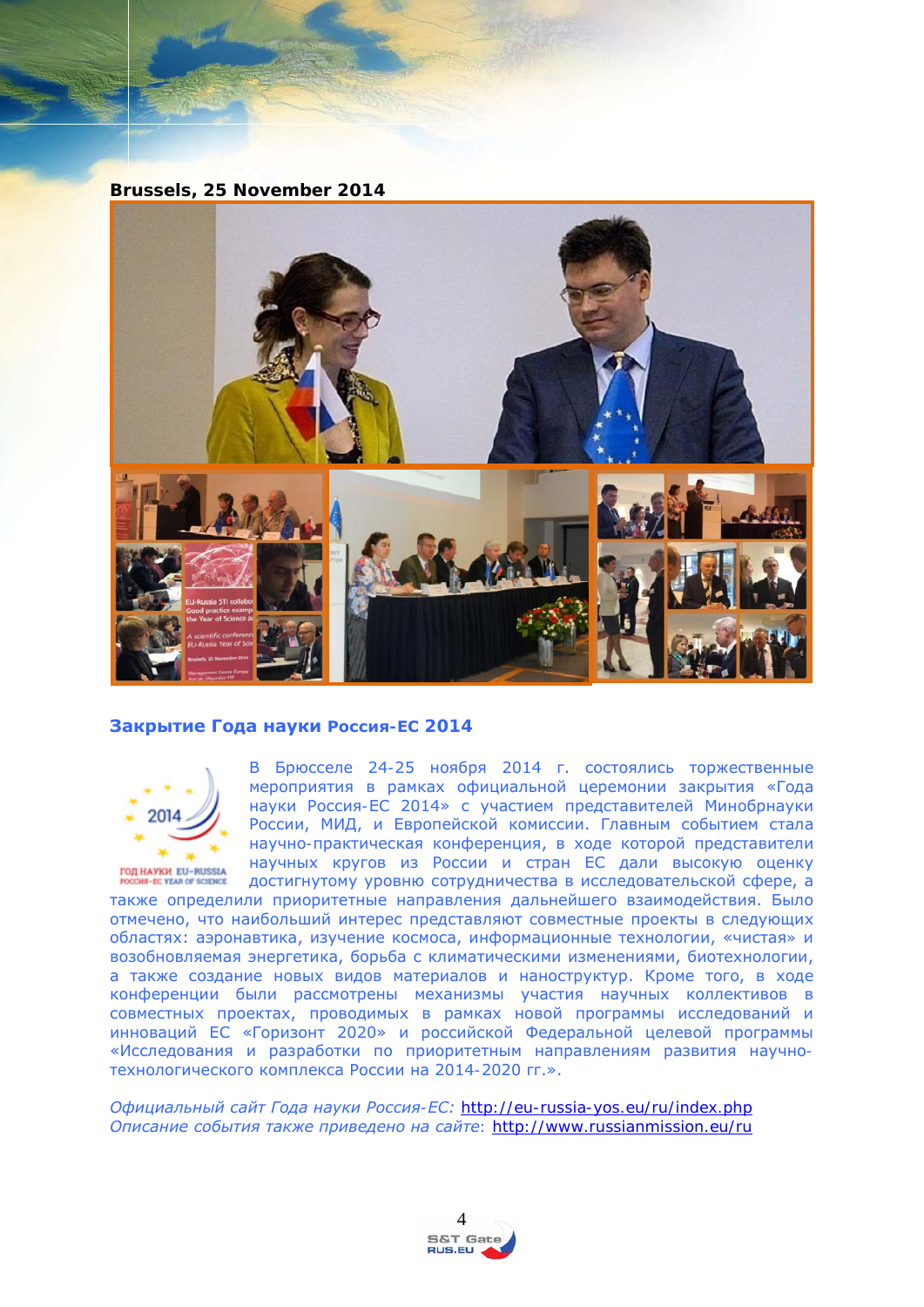**Brussels, 25 November 2014**

## Закрытие Года науки Россия-ЕС 2014

В Брюсселе 24-25 ноября 2014 г. состоялись торжественные мероприятия в рамках официальной церемонии закрытия «Года науки Россия-ЕС 2014» с участием представителей Минобрнауки России, МИД, и Европейской комиссии. Главным событием стала научно-практическая конференция, в ходе которой представители научных кругов из России и стран ЕС дали высокую оценку достигнутому уровню сотрудничества в исследовательской сфере, а также определили приоритетные направления дальнейшего взаимодействия. Было отмечено, что наибольший интерес представляют совместные проекты в следующих областях: аэронавтика, изучение космоса, информационные технологии, «чистая» и возобновляемая энергетика, борьба с климатическими изменениями, биотехнологии, а также создание новых видов материалов и наноструктур. Кроме того, в ходе конференции были рассмотрены механизмы участия научных коллективов в совместных проектах, проводимых в рамках новой программы исследований и инноваций ЕС «Горизонт 2020» и российской Федеральной целевой программы «Исследования и разработки по приоритетным направлениям развития научно-технологического комплекса России на 2014-2020 гг.».

*Официальный сайт Года науки Россия-ЕС:* http://eu-russia-yos.eu/ru/index.php
*Описание события также приведено на сайте*: http://www.russianmission.eu/ru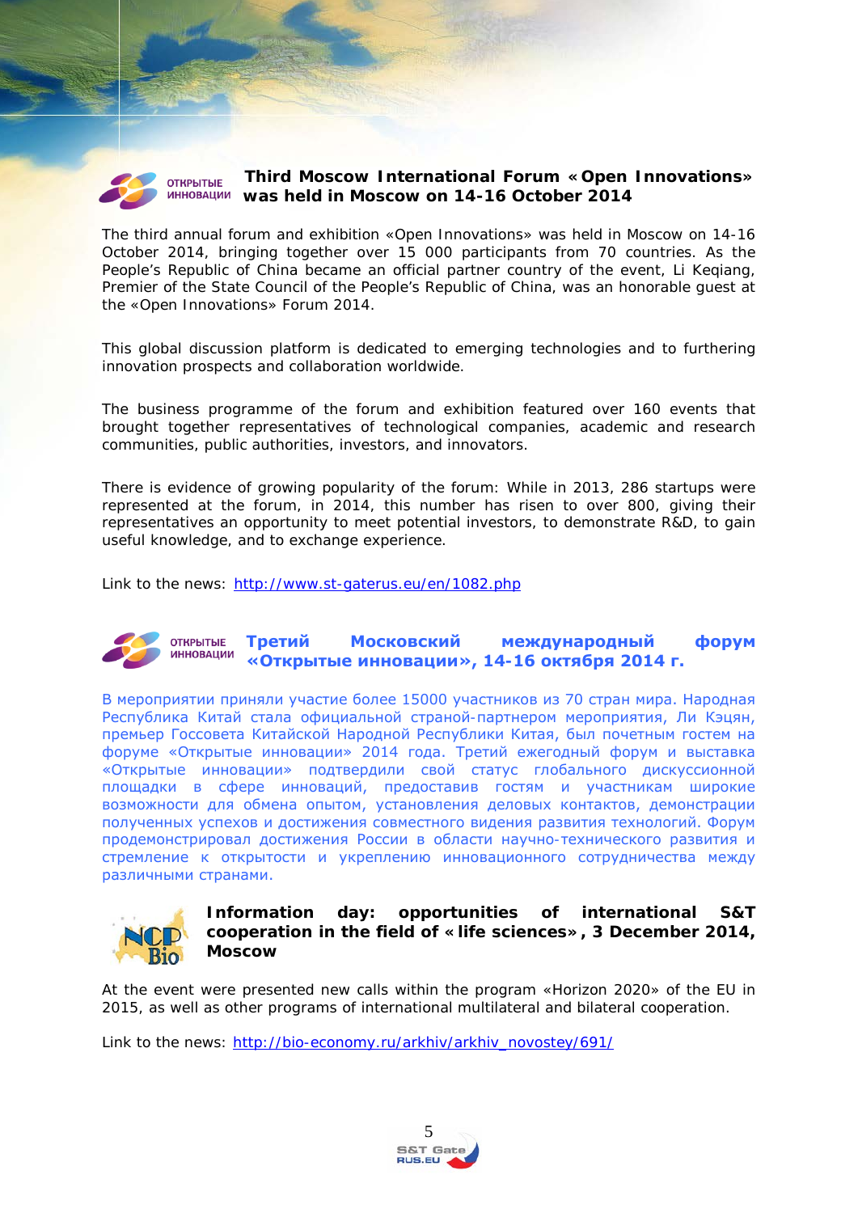### Third Moscow International Forum «Open Innovations» was held in Moscow on 14-16 October 2014

The third annual forum and exhibition «Open Innovations» was held in Moscow on 14-16 October 2014, bringing together over 15 000 participants from 70 countries. As the People's Republic of China became an official partner country of the event, Li Keqiang, Premier of the State Council of the People's Republic of China, was an honorable guest at the «Open Innovations» Forum 2014.

This global discussion platform is dedicated to emerging technologies and to furthering innovation prospects and collaboration worldwide.

The business programme of the forum and exhibition featured over 160 events that brought together representatives of technological companies, academic and research communities, public authorities, investors, and innovators.

There is evidence of growing popularity of the forum: While in 2013, 286 startups were represented at the forum, in 2014, this number has risen to over 800, giving their representatives an opportunity to meet potential investors, to demonstrate R&D, to gain useful knowledge, and to exchange experience.

Link to the news: http://www.st-gaterus.eu/en/1082.php

### Третий Московский международный форум «Открытые инновации», 14-16 октября 2014 г.

В мероприятии приняли участие более 15000 участников из 70 стран мира. Народная Республика Китай стала официальной страной-партнером мероприятия, Ли Кэцян, премьер Госсовета Китайской Народной Республики Китая, был почетным гостем на форуме «Открытые инновации» 2014 года. Третий ежегодный форум и выставка «Открытые инновации» подтвердили свой статус глобального дискуссионной площадки в сфере инноваций, предоставив гостям и участникам широкие возможности для обмена опытом, установления деловых контактов, демонстрации полученных успехов и достижения совместного видения развития технологий. Форум продемонстрировал достижения России в области научно-технического развития и стремление к открытости и укреплению инновационного сотрудничества между различными странами.

### Information day: opportunities of international S&T cooperation in the field of «life sciences», 3 December 2014, Moscow

At the event were presented new calls within the program «Horizon 2020» of the EU in 2015, as well as other programs of international multilateral and bilateral cooperation.

Link to the news: http://bio-economy.ru/arkhiv/arkhiv_novostey/691/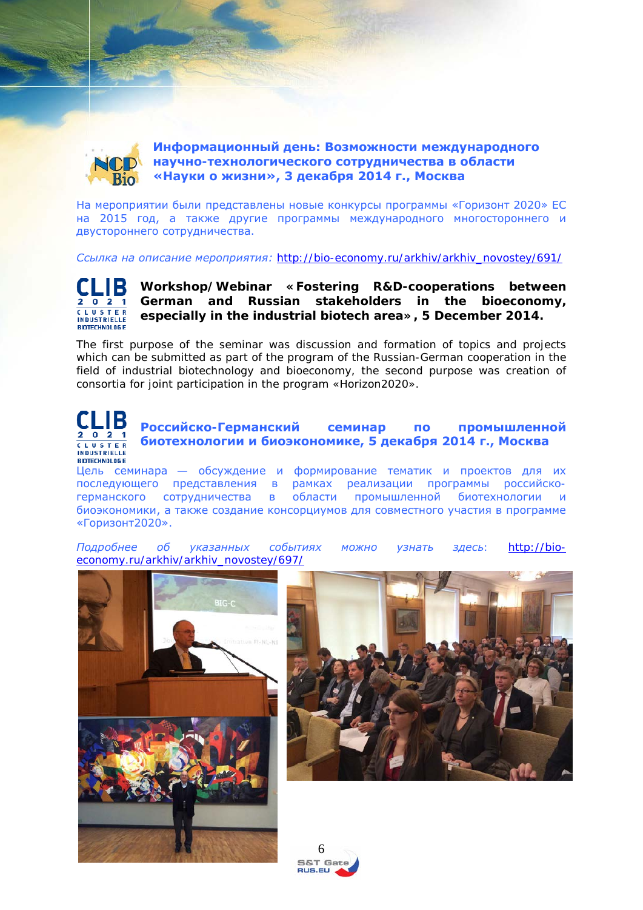## Информационный день: Возможности международного научно-технологического сотрудничества в области «Науки о жизни», 3 декабря 2014 г., Москва

На мероприятии были представлены новые конкурсы программы «Горизонт 2020» ЕС на 2015 год, а также другие программы международного многостороннего и двустороннего сотрудничества.

*Ссылка на описание мероприятия:* http://bio-economy.ru/arkhiv/arkhiv_novostey/691/

## Workshop/Webinar «Fostering R&D-cooperations between German and Russian stakeholders in the bioeconomy, especially in the industrial biotech area», 5 December 2014.

The first purpose of the seminar was discussion and formation of topics and projects which can be submitted as part of the program of the Russian-German cooperation in the field of industrial biotechnology and bioeconomy, the second purpose was creation of consortia for joint participation in the program «Horizon2020».

## Российско-Германский семинар по промышленной биотехнологии и биоэкономике, 5 декабря 2014 г., Москва

Цель семинара — обсуждение и формирование тематик и проектов для их последующего представления в рамках реализации программы российско-германского сотрудничества в области промышленной биотехнологии и биоэкономики, а также создание консорциумов для совместного участия в программе «Горизонт2020».

*Подробнее об указанных событиях можно узнать здесь:* http://bio-economy.ru/arkhiv/arkhiv_novostey/697/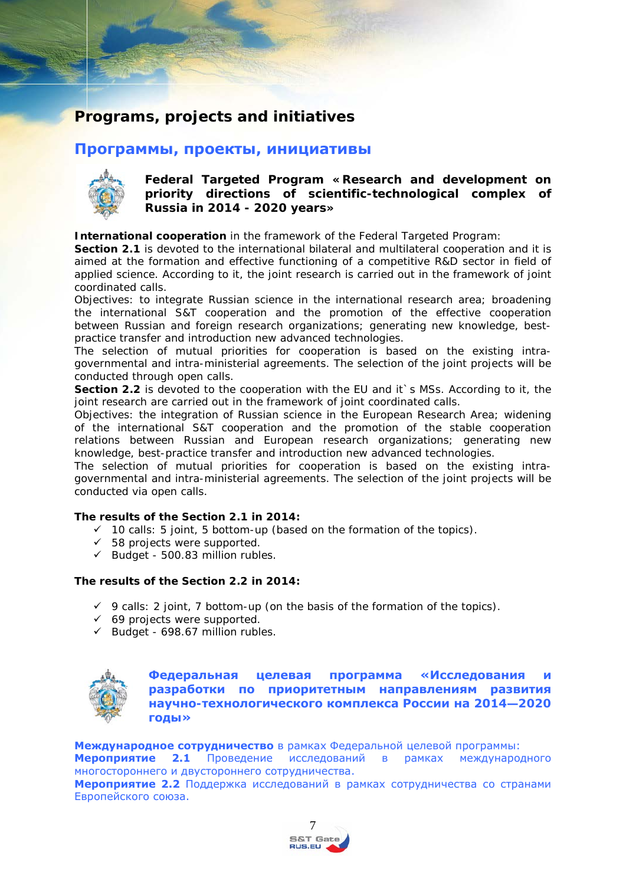## Programs, projects and initiatives

## Программы, проекты, инициативы

### Federal Targeted Program « Research and development on priority directions of scientific-technological complex of Russia in 2014 - 2020 years»

**International cooperation** in the framework of the Federal Targeted Program:

**Section 2.1** is devoted to the international bilateral and multilateral cooperation and it is aimed at the formation and effective functioning of a competitive R&D sector in field of applied science. According to it, the joint research is carried out in the framework of joint coordinated calls.

Objectives: to integrate Russian science in the international research area; broadening the international S&T cooperation and the promotion of the effective cooperation between Russian and foreign research organizations; generating new knowledge, best-practice transfer and introduction new advanced technologies.

The selection of mutual priorities for cooperation is based on the existing intra-governmental and intra-ministerial agreements. The selection of the joint projects will be conducted through open calls.

**Section 2.2** is devoted to the cooperation with the EU and it`s MSs. According to it, the joint research are carried out in the framework of joint coordinated calls.

Objectives: the integration of Russian science in the European Research Area; widening of the international S&T cooperation and the promotion of the stable cooperation relations between Russian and European research organizations; generating new knowledge, best-practice transfer and introduction new advanced technologies.

The selection of mutual priorities for cooperation is based on the existing intra-governmental and intra-ministerial agreements. The selection of the joint projects will be conducted via open calls.

**The results of the Section 2.1 in 2014:**

- ✓ 10 calls: 5 joint, 5 bottom-up (based on the formation of the topics).
- ✓ 58 projects were supported.
- ✓ Budget - 500.83 million rubles.

**The results of the Section 2.2 in 2014:**

- ✓ 9 calls: 2 joint, 7 bottom-up (on the basis of the formation of the topics).
- ✓ 69 projects were supported.
- ✓ Budget - 698.67 million rubles.

### Федеральная целевая программа «Исследования и разработки по приоритетным направлениям развития научно-технологического комплекса России на 2014—2020 годы»

**Международное сотрудничество** в рамках Федеральной целевой программы:

**Мероприятие 2.1** Проведение исследований в рамках международного многостороннего и двустороннего сотрудничества.

**Мероприятие 2.2** Поддержка исследований в рамках сотрудничества со странами Европейского союза.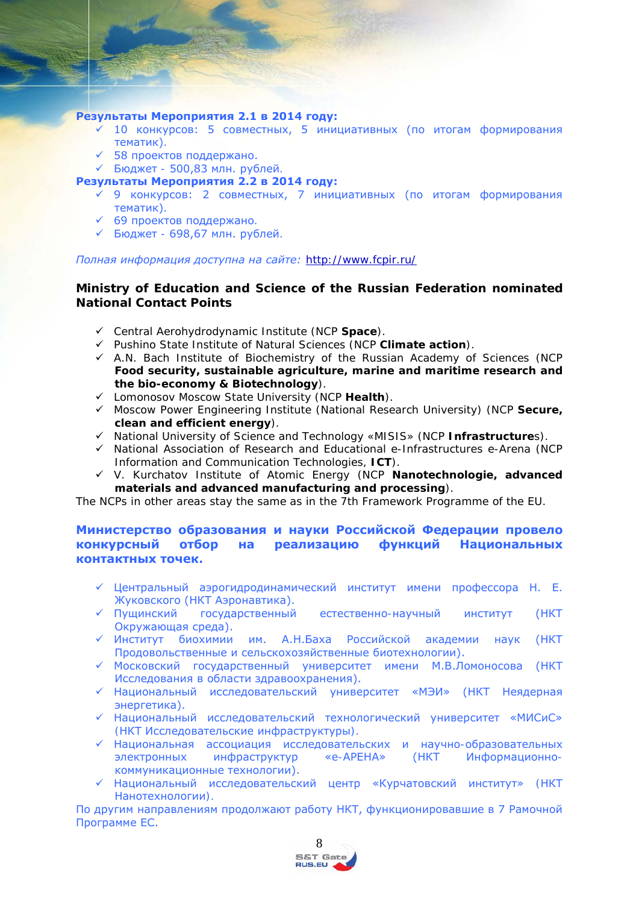**Результаты Мероприятия 2.1 в 2014 году:**

- ✓ 10 конкурсов: 5 совместных, 5 инициативных (по итогам формирования тематик).
- ✓ 58 проектов поддержано.
- ✓ Бюджет - 500,83 млн. рублей.

**Результаты Мероприятия 2.2 в 2014 году:**

- ✓ 9 конкурсов: 2 совместных, 7 инициативных (по итогам формирования тематик).
- ✓ 69 проектов поддержано.
- ✓ Бюджет - 698,67 млн. рублей.

*Полная информация доступна на сайте:* http://www.fcpir.ru/

**Ministry of Education and Science of the Russian Federation nominated National Contact Points**

- ✓ Central Aerohydrodynamic Institute (NCP **Space**).
- ✓ Pushino State Institute of Natural Sciences (NCP **Climate action**).
- ✓ A.N. Bach Institute of Biochemistry of the Russian Academy of Sciences (NCP **Food security, sustainable agriculture, marine and maritime research and the bio-economy & Biotechnology**).
- ✓ Lomonosov Moscow State University (NCP **Health**).
- ✓ Moscow Power Engineering Institute (National Research University) (NCP **Secure, clean and efficient energy**).
- ✓ National University of Science and Technology «MISIS» (NCP **Infrastructure**s).
- ✓ National Association of Research and Educational e-Infrastructures e-Arena (NCP Information and Communication Technologies, **ICT**).
- ✓ V. Kurchatov Institute of Atomic Energy (NCP **Nanotechnologie, advanced materials and advanced manufacturing and processing**).

The NCPs in other areas stay the same as in the 7th Framework Programme of the EU.

**Министерство образования и науки Российской Федерации провело конкурсный отбор на реализацию функций Национальных контактных точек.**

- ✓ Центральный аэрогидродинамический институт имени профессора Н. Е. Жуковского (НКТ Аэронавтика).
- ✓ Пущинский государственный естественно-научный институт (НКТ Окружающая среда).
- ✓ Институт биохимии им. А.Н.Баха Российской академии наук (НКТ Продовольственные и сельскохозяйственные биотехнологии).
- ✓ Московский государственный университет имени М.В.Ломоносова (НКТ Исследования в области здравоохранения).
- ✓ Национальный исследовательский университет «МЭИ» (НКТ Неядерная энергетика).
- ✓ Национальный исследовательский технологический университет «МИСиС» (НКТ Исследовательские инфраструктуры).
- ✓ Национальная ассоциация исследовательских и научно-образовательных электронных инфраструктур «е-АРЕНА» (НКТ Информационно-коммуникационные технологии).
- ✓ Национальный исследовательский центр «Курчатовский институт» (НКТ Нанотехнологии).

По другим направлениям продолжают работу НКТ, функционировавшие в 7 Рамочной Программе ЕС.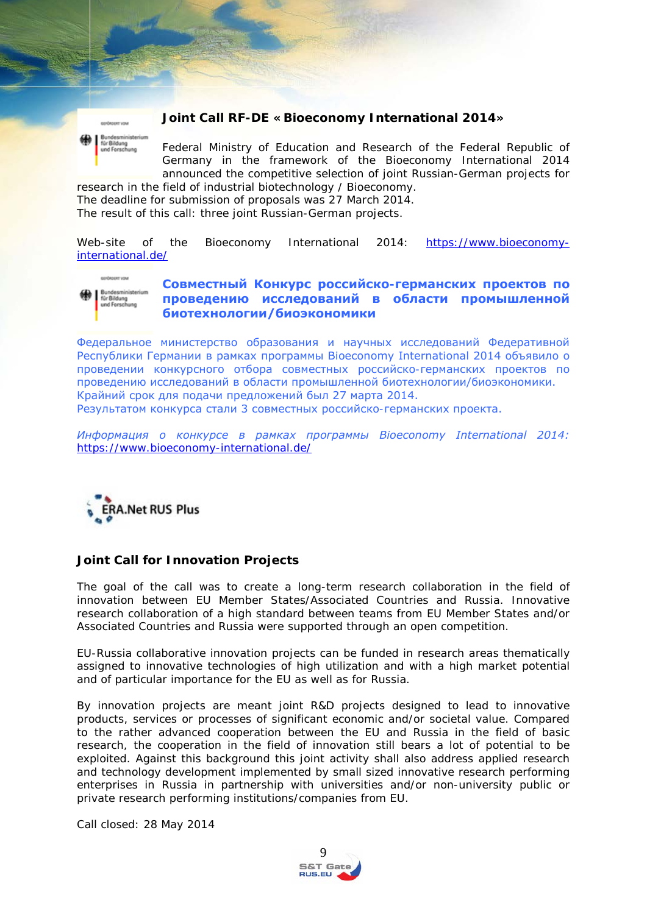### Joint Call RF-DE « Bioeconomy International 2014»

Federal Ministry of Education and Research of the Federal Republic of Germany in the framework of the Bioeconomy International 2014 announced the competitive selection of joint Russian-German projects for research in the field of industrial biotechnology / Bioeconomy.
The deadline for submission of proposals was 27 March 2014.
The result of this call: three joint Russian-German projects.

Web-site of the Bioeconomy International 2014: https://www.bioeconomy-international.de/

### Совместный Конкурс российско-германских проектов по проведению исследований в области промышленной биотехнологии/биоэкономики

Федеральное министерство образования и научных исследований Федеративной Республики Германии в рамках программы Bioeconomy International 2014 объявило о проведении конкурсного отбора совместных российско-германских проектов по проведению исследований в области промышленной биотехнологии/биоэкономики.
Крайний срок для подачи предложений был 27 марта 2014.
Результатом конкурса стали 3 совместных российско-германских проекта.

*Информация о конкурсе в рамках программы Bioeconomy International 2014:* https://www.bioeconomy-international.de/

ERA.Net RUS Plus

### Joint Call for Innovation Projects

The goal of the call was to create a long-term research collaboration in the field of innovation between EU Member States/Associated Countries and Russia. Innovative research collaboration of a high standard between teams from EU Member States and/or Associated Countries and Russia were supported through an open competition.

EU-Russia collaborative innovation projects can be funded in research areas thematically assigned to innovative technologies of high utilization and with a high market potential and of particular importance for the EU as well as for Russia.

By innovation projects are meant joint R&D projects designed to lead to innovative products, services or processes of significant economic and/or societal value. Compared to the rather advanced cooperation between the EU and Russia in the field of basic research, the cooperation in the field of innovation still bears a lot of potential to be exploited. Against this background this joint activity shall also address applied research and technology development implemented by small sized innovative research performing enterprises in Russia in partnership with universities and/or non-university public or private research performing institutions/companies from EU.

Call closed: 28 May 2014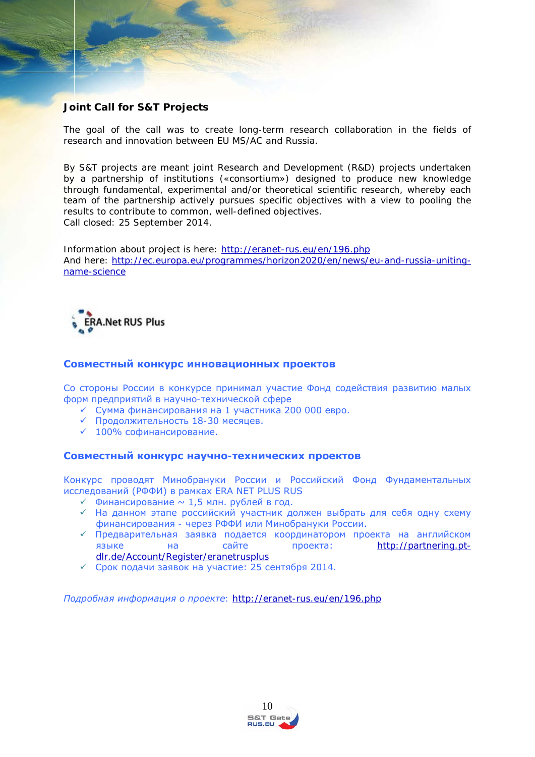### Joint Call for S&T Projects

The goal of the call was to create long-term research collaboration in the fields of research and innovation between EU MS/AC and Russia.

By S&T projects are meant joint Research and Development (R&D) projects undertaken by a partnership of institutions («consortium») designed to produce new knowledge through fundamental, experimental and/or theoretical scientific research, whereby each team of the partnership actively pursues specific objectives with a view to pooling the results to contribute to common, well-defined objectives.
Call closed: 25 September 2014.

Information about project is here: http://eranet-rus.eu/en/196.php
And here: http://ec.europa.eu/programmes/horizon2020/en/news/eu-and-russia-uniting-name-science

ERA.Net RUS Plus

### Совместный конкурс инновационных проектов

Со стороны России в конкурсе принимал участие Фонд содействия развитию малых форм предприятий в научно-технической сфере

- ✓ Сумма финансирования на 1 участника 200 000 евро.
- ✓ Продолжительность 18-30 месяцев.
- ✓ 100% софинансирование.

### Совместный конкурс научно-технических проектов

Конкурс проводят Минобрануки России и Российский Фонд Фундаментальных исследований (РФФИ) в рамках ERA NET PLUS RUS

- ✓ Финансирование ~ 1,5 млн. рублей в год.
- ✓ На данном этапе российский участник должен выбрать для себя одну схему финансирования - через РФФИ или Минобрануки России.
- ✓ Предварительная заявка подается координатором проекта на английском языке на сайте проекта: http://partnering.pt-dlr.de/Account/Register/eranetrusplus
- ✓ Срок подачи заявок на участие: 25 сентября 2014.

*Подробная информация о проекте*: http://eranet-rus.eu/en/196.php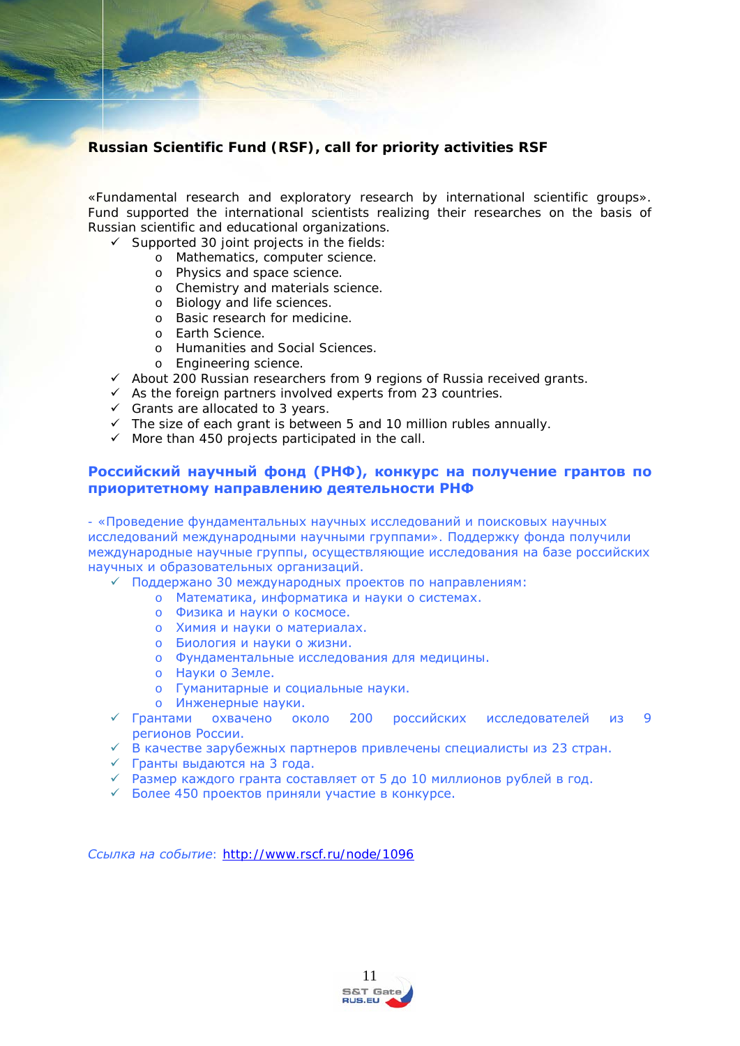## Russian Scientific Fund (RSF), call for priority activities RSF

«Fundamental research and exploratory research by international scientific groups». Fund supported the international scientists realizing their researches on the basis of Russian scientific and educational organizations.

- ✓ Supported 30 joint projects in the fields:
  - Mathematics, computer science.
  - Physics and space science.
  - Chemistry and materials science.
  - Biology and life sciences.
  - Basic research for medicine.
  - Earth Science.
  - Humanities and Social Sciences.
  - Engineering science.
- ✓ About 200 Russian researchers from 9 regions of Russia received grants.
- ✓ As the foreign partners involved experts from 23 countries.
- ✓ Grants are allocated to 3 years.
- ✓ The size of each grant is between 5 and 10 million rubles annually.
- ✓ More than 450 projects participated in the call.

## Российский научный фонд (РНФ), конкурс на получение грантов по приоритетному направлению деятельности РНФ

- «Проведение фундаментальных научных исследований и поисковых научных исследований международными научными группами». Поддержку фонда получили международные научные группы, осуществляющие исследования на базе российских научных и образовательных организаций.

- ✓ Поддержано 30 международных проектов по направлениям:
  - Математика, информатика и науки о системах.
  - Физика и науки о космосе.
  - Химия и науки о материалах.
  - Биология и науки о жизни.
  - Фундаментальные исследования для медицины.
  - Науки о Земле.
  - Гуманитарные и социальные науки.
  - Инженерные науки.
- ✓ Грантами охвачено около 200 российских исследователей из 9 регионов России.
- ✓ В качестве зарубежных партнеров привлечены специалисты из 23 стран.
- ✓ Гранты выдаются на 3 года.
- ✓ Размер каждого гранта составляет от 5 до 10 миллионов рублей в год.
- ✓ Более 450 проектов приняли участие в конкурсе.

*Ссылка на событие*: http://www.rscf.ru/node/1096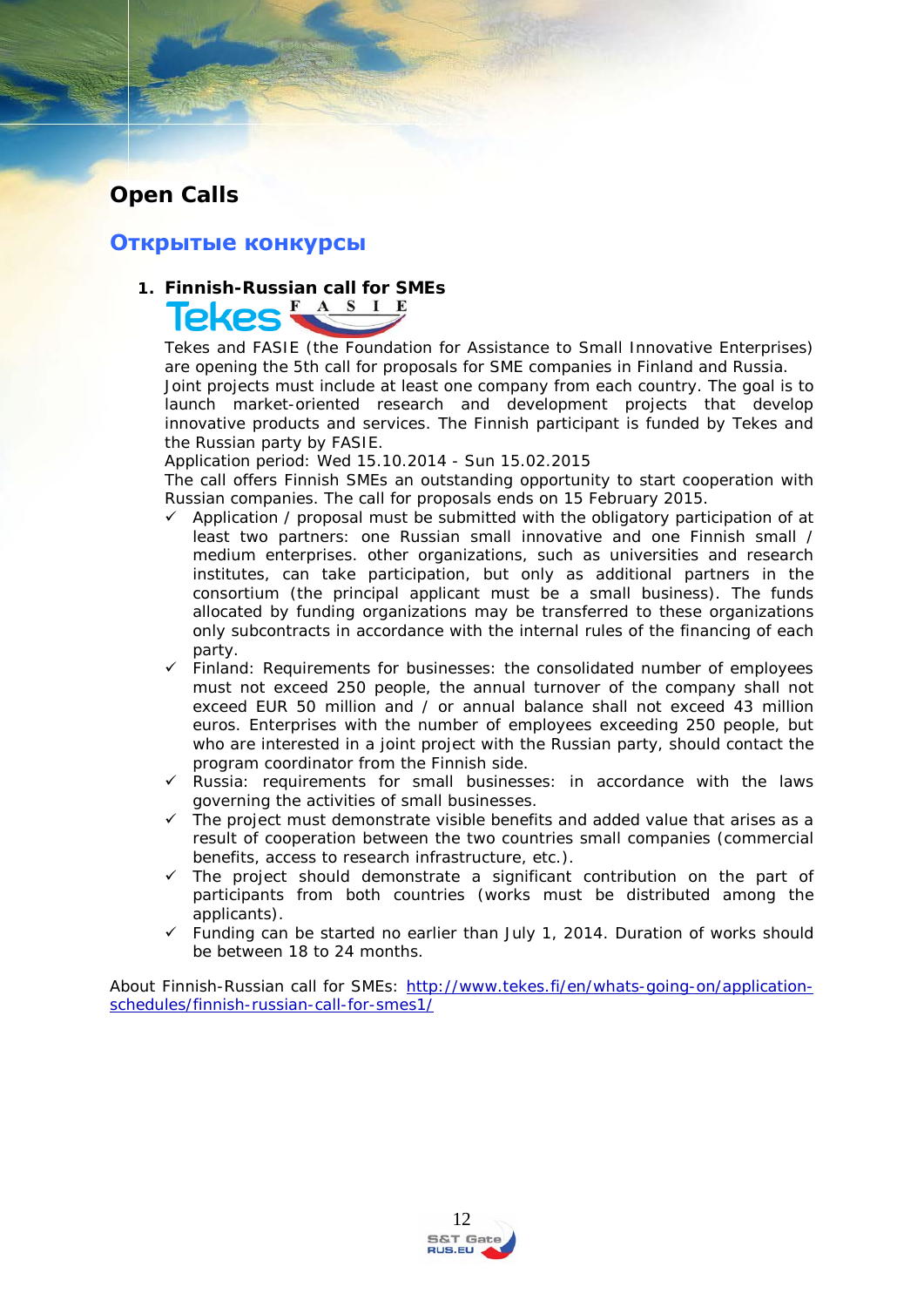## Open Calls

## Открытые конкурсы

### 1. Finnish-Russian call for SMEs

Tekes FASIE

Tekes and FASIE (the Foundation for Assistance to Small Innovative Enterprises) are opening the 5th call for proposals for SME companies in Finland and Russia.
Joint projects must include at least one company from each country. The goal is to launch market-oriented research and development projects that develop innovative products and services. The Finnish participant is funded by Tekes and the Russian party by FASIE.
Application period: Wed 15.10.2014 - Sun 15.02.2015
The call offers Finnish SMEs an outstanding opportunity to start cooperation with Russian companies. The call for proposals ends on 15 February 2015.

- ✓ Application / proposal must be submitted with the obligatory participation of at least two partners: one Russian small innovative and one Finnish small / medium enterprises. other organizations, such as universities and research institutes, can take participation, but only as additional partners in the consortium (the principal applicant must be a small business). The funds allocated by funding organizations may be transferred to these organizations only subcontracts in accordance with the internal rules of the financing of each party.
- ✓ Finland: Requirements for businesses: the consolidated number of employees must not exceed 250 people, the annual turnover of the company shall not exceed EUR 50 million and / or annual balance shall not exceed 43 million euros. Enterprises with the number of employees exceeding 250 people, but who are interested in a joint project with the Russian party, should contact the program coordinator from the Finnish side.
- ✓ Russia: requirements for small businesses: in accordance with the laws governing the activities of small businesses.
- ✓ The project must demonstrate visible benefits and added value that arises as a result of cooperation between the two countries small companies (commercial benefits, access to research infrastructure, etc.).
- ✓ The project should demonstrate a significant contribution on the part of participants from both countries (works must be distributed among the applicants).
- ✓ Funding can be started no earlier than July 1, 2014. Duration of works should be between 18 to 24 months.

About Finnish-Russian call for SMEs: http://www.tekes.fi/en/whats-going-on/application-schedules/finnish-russian-call-for-smes1/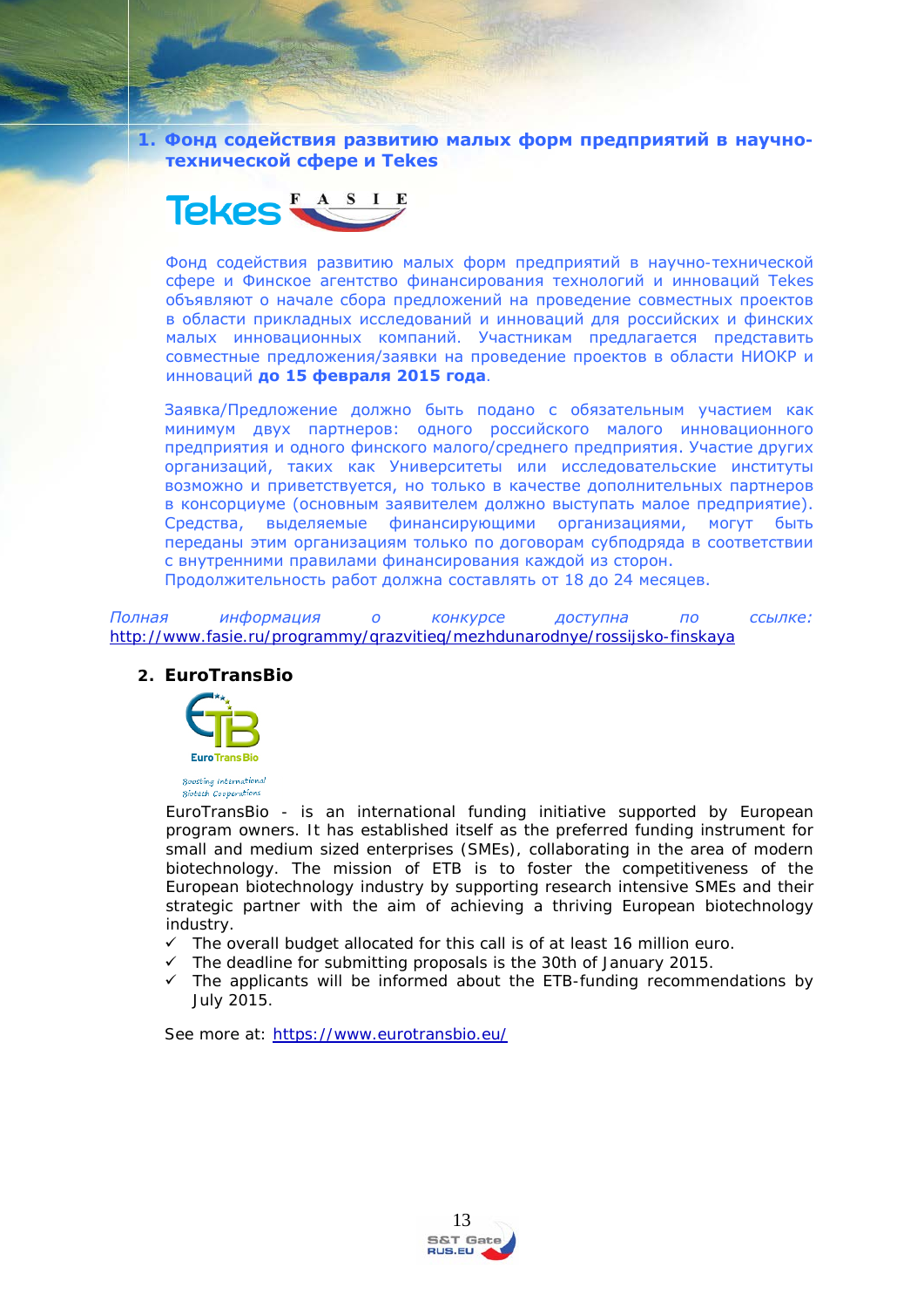## 1. Фонд содействия развитию малых форм предприятий в научно-технической сфере и Tekes

Фонд содействия развитию малых форм предприятий в научно-технической сфере и Финское агентство финансирования технологий и инноваций Tekes объявляют о начале сбора предложений на проведение совместных проектов в области прикладных исследований и инноваций для российских и финских малых инновационных компаний. Участникам предлагается представить совместные предложения/заявки на проведение проектов в области НИОКР и инноваций **до 15 февраля 2015 года**.

Заявка/Предложение должно быть подано с обязательным участием как минимум двух партнеров: одного российского малого инновационного предприятия и одного финского малого/среднего предприятия. Участие других организаций, таких как Университеты или исследовательские институты возможно и приветствуется, но только в качестве дополнительных партнеров в консорциуме (основным заявителем должно выступать малое предприятие). Средства, выделяемые финансирующими организациями, могут быть переданы этим организациям только по договорам субподряда в соответствии с внутренними правилами финансирования каждой из сторон.
Продолжительность работ должна составлять от 18 до 24 месяцев.

*Полная информация о конкурсе доступна по ссылке:* http://www.fasie.ru/programmy/qrazvitieq/mezhdunarodnye/rossijsko-finskaya

## 2. EuroTransBio

EuroTransBio - is an international funding initiative supported by European program owners. It has established itself as the preferred funding instrument for small and medium sized enterprises (SMEs), collaborating in the area of modern biotechnology. The mission of ETB is to foster the competitiveness of the European biotechnology industry by supporting research intensive SMEs and their strategic partner with the aim of achieving a thriving European biotechnology industry.

- ✓ The overall budget allocated for this call is of at least 16 million euro.
- ✓ The deadline for submitting proposals is the 30th of January 2015.
- ✓ The applicants will be informed about the ETB-funding recommendations by July 2015.

See more at: https://www.eurotransbio.eu/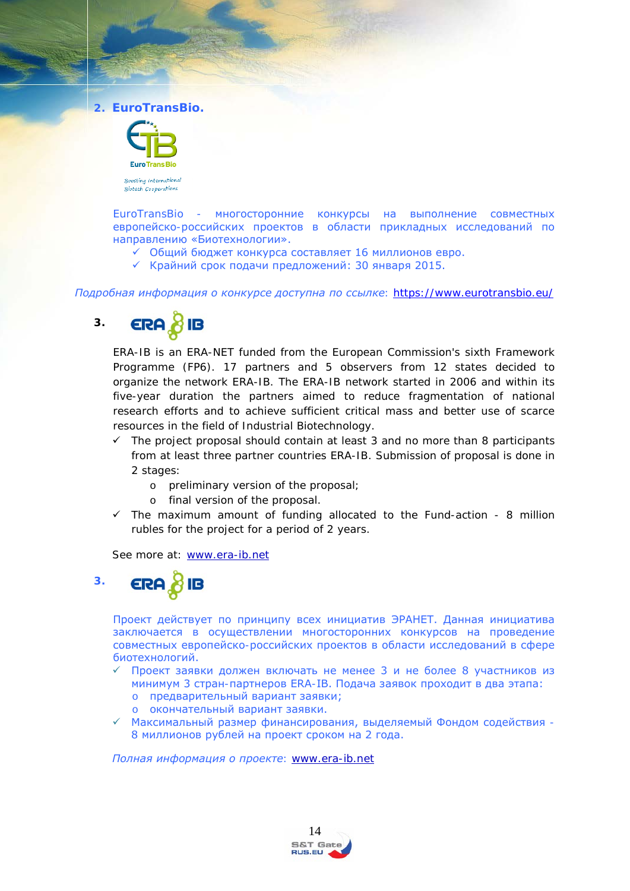## 2. EuroTransBio.

EuroTransBio - многосторонние конкурсы на выполнение совместных европейско-российских проектов в области прикладных исследований по направлению «Биотехнологии».

- ✓ Общий бюджет конкурса составляет 16 миллионов евро.
- ✓ Крайний срок подачи предложений: 30 января 2015.

*Подробная информация о конкурсе доступна по ссылке*: https://www.eurotransbio.eu/

## 3. ERA IB

ERA-IB is an ERA-NET funded from the European Commission's sixth Framework Programme (FP6). 17 partners and 5 observers from 12 states decided to organize the network ERA-IB. The ERA-IB network started in 2006 and within its five-year duration the partners aimed to reduce fragmentation of national research efforts and to achieve sufficient critical mass and better use of scarce resources in the field of Industrial Biotechnology.

- ✓ The project proposal should contain at least 3 and no more than 8 participants from at least three partner countries ERA-IB. Submission of proposal is done in 2 stages:
  - o preliminary version of the proposal;
  - o final version of the proposal.
- ✓ The maximum amount of funding allocated to the Fund-action - 8 million rubles for the project for a period of 2 years.

See more at: www.era-ib.net

## 3. ERA IB

Проект действует по принципу всех инициатив ЭРАНЕТ. Данная инициатива заключается в осуществлении многосторонних конкурсов на проведение совместных европейско-российских проектов в области исследований в сфере биотехнологий.

- ✓ Проект заявки должен включать не менее 3 и не более 8 участников из минимум 3 стран-партнеров ERA-IB. Подача заявок проходит в два этапа:
  - o предварительный вариант заявки;
  - o окончательный вариант заявки.
- ✓ Максимальный размер финансирования, выделяемый Фондом содействия - 8 миллионов рублей на проект сроком на 2 года.

*Полная информация о проекте*: www.era-ib.net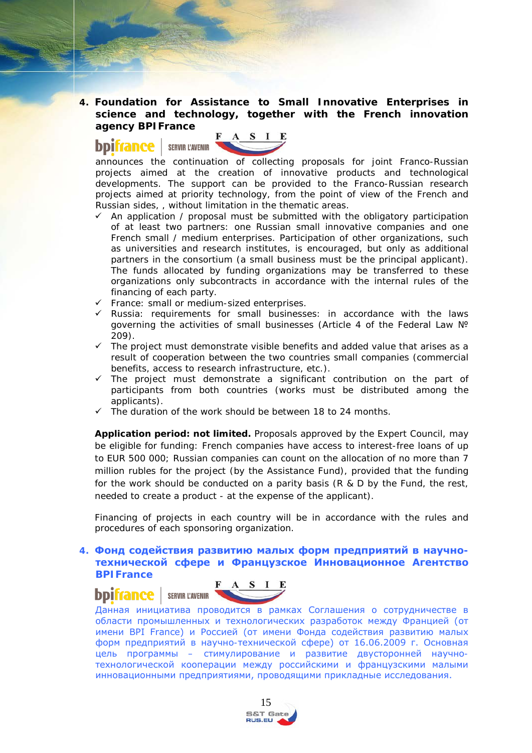## 4. Foundation for Assistance to Small Innovative Enterprises in science and technology, together with the French innovation agency BPI France

bpifrance | SERVIR L'AVENIR FASIE

announces the continuation of collecting proposals for joint Franco-Russian projects aimed at the creation of innovative products and technological developments. The support can be provided to the Franco-Russian research projects aimed at priority technology, from the point of view of the French and Russian sides, , without limitation in the thematic areas.

- ✓ An application / proposal must be submitted with the obligatory participation of at least two partners: one Russian small innovative companies and one French small / medium enterprises. Participation of other organizations, such as universities and research institutes, is encouraged, but only as additional partners in the consortium (a small business must be the principal applicant). The funds allocated by funding organizations may be transferred to these organizations only subcontracts in accordance with the internal rules of the financing of each party.
- ✓ France: small or medium-sized enterprises.
- ✓ Russia: requirements for small businesses: in accordance with the laws governing the activities of small businesses (Article 4 of the Federal Law № 209).
- ✓ The project must demonstrate visible benefits and added value that arises as a result of cooperation between the two countries small companies (commercial benefits, access to research infrastructure, etc.).
- ✓ The project must demonstrate a significant contribution on the part of participants from both countries (works must be distributed among the applicants).
- ✓ The duration of the work should be between 18 to 24 months.

**Application period: not limited.** Proposals approved by the Expert Council, may be eligible for funding: French companies have access to interest-free loans of up to EUR 500 000; Russian companies can count on the allocation of no more than 7 million rubles for the project (by the Assistance Fund), provided that the funding for the work should be conducted on a parity basis (R & D by the Fund, the rest, needed to create a product - at the expense of the applicant).

Financing of projects in each country will be in accordance with the rules and procedures of each sponsoring organization.

## 4. Фонд содействия развитию малых форм предприятий в научно-технической сфере и Французское Инновационное Агентство BPI France

bpifrance | SERVIR L'AVENIR FASIE

Данная инициатива проводится в рамках Соглашения о сотрудничестве в области промышленных и технологических разработок между Францией (от имени BPI France) и Россией (от имени Фонда содействия развитию малых форм предприятий в научно-технической сфере) от 16.06.2009 г. Основная цель программы – стимулирование и развитие двусторонней научно-технологической кооперации между российскими и французскими малыми инновационными предприятиями, проводящими прикладные исследования.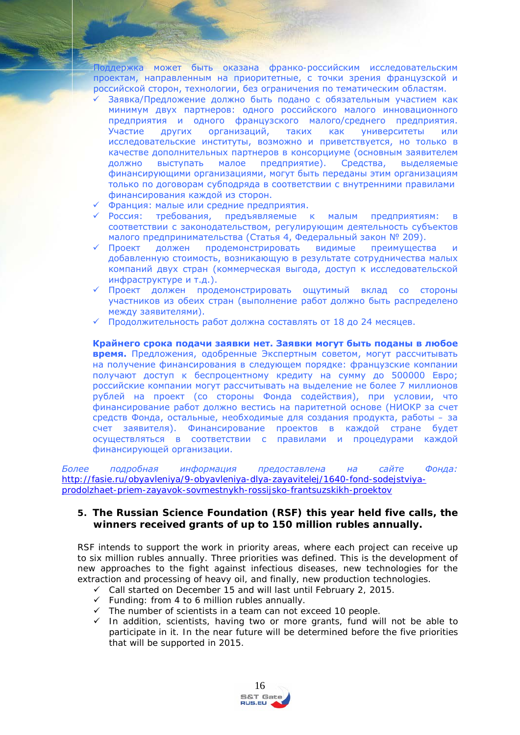Поддержка может быть оказана франко-российским исследовательским проектам, направленным на приоритетные, с точки зрения французской и российской сторон, технологии, без ограничения по тематическим областям.

- ✓ Заявка/Предложение должно быть подано с обязательным участием как минимум двух партнеров: одного российского малого инновационного предприятия и одного французского малого/среднего предприятия. Участие других организаций, таких как университеты или исследовательские институты, возможно и приветствуется, но только в качестве дополнительных партнеров в консорциуме (основным заявителем должно выступать малое предприятие). Средства, выделяемые финансирующими организациями, могут быть переданы этим организациям только по договорам субподряда в соответствии с внутренними правилами финансирования каждой из сторон.
- ✓ Франция: малые или средние предприятия.
- ✓ Россия: требования, предъявляемые к малым предприятиям: в соответствии с законодательством, регулирующим деятельность субъектов малого предпринимательства (Статья 4, Федеральный закон № 209).
- ✓ Проект должен продемонстрировать видимые преимущества и добавленную стоимость, возникающую в результате сотрудничества малых компаний двух стран (коммерческая выгода, доступ к исследовательской инфраструктуре и т.д.).
- ✓ Проект должен продемонстрировать ощутимый вклад со стороны участников из обеих стран (выполнение работ должно быть распределено между заявителями).
- ✓ Продолжительность работ должна составлять от 18 до 24 месяцев.

**Крайнего срока подачи заявки нет. Заявки могут быть поданы в любое время.** Предложения, одобренные Экспертным советом, могут рассчитывать на получение финансирования в следующем порядке: французские компании получают доступ к беспроцентному кредиту на сумму до 500000 Евро; российские компании могут рассчитывать на выделение не более 7 миллионов рублей на проект (со стороны Фонда содействия), при условии, что финансирование работ должно вестись на паритетной основе (НИОКР за счет средств Фонда, остальные, необходимые для создания продукта, работы – за счет заявителя). Финансирование проектов в каждой стране будет осуществляться в соответствии с правилами и процедурами каждой финансирующей организации.

*Более подробная информация предоставлена на сайте Фонда:* http://fasie.ru/obyavleniya/9-obyavleniya-dlya-zayavitelej/1640-fond-sodejstviya-prodolzhaet-priem-zayavok-sovmestnykh-rossijsko-frantsuzskikh-proektov

## 5. The Russian Science Foundation (RSF) this year held five calls, the winners received grants of up to 150 million rubles annually.

RSF intends to support the work in priority areas, where each project can receive up to six million rubles annually. Three priorities was defined. This is the development of new approaches to the fight against infectious diseases, new technologies for the extraction and processing of heavy oil, and finally, new production technologies.

- ✓ Call started on December 15 and will last until February 2, 2015.
- ✓ Funding: from 4 to 6 million rubles annually.
- ✓ The number of scientists in a team can not exceed 10 people.
- ✓ In addition, scientists, having two or more grants, fund will not be able to participate in it. In the near future will be determined before the five priorities that will be supported in 2015.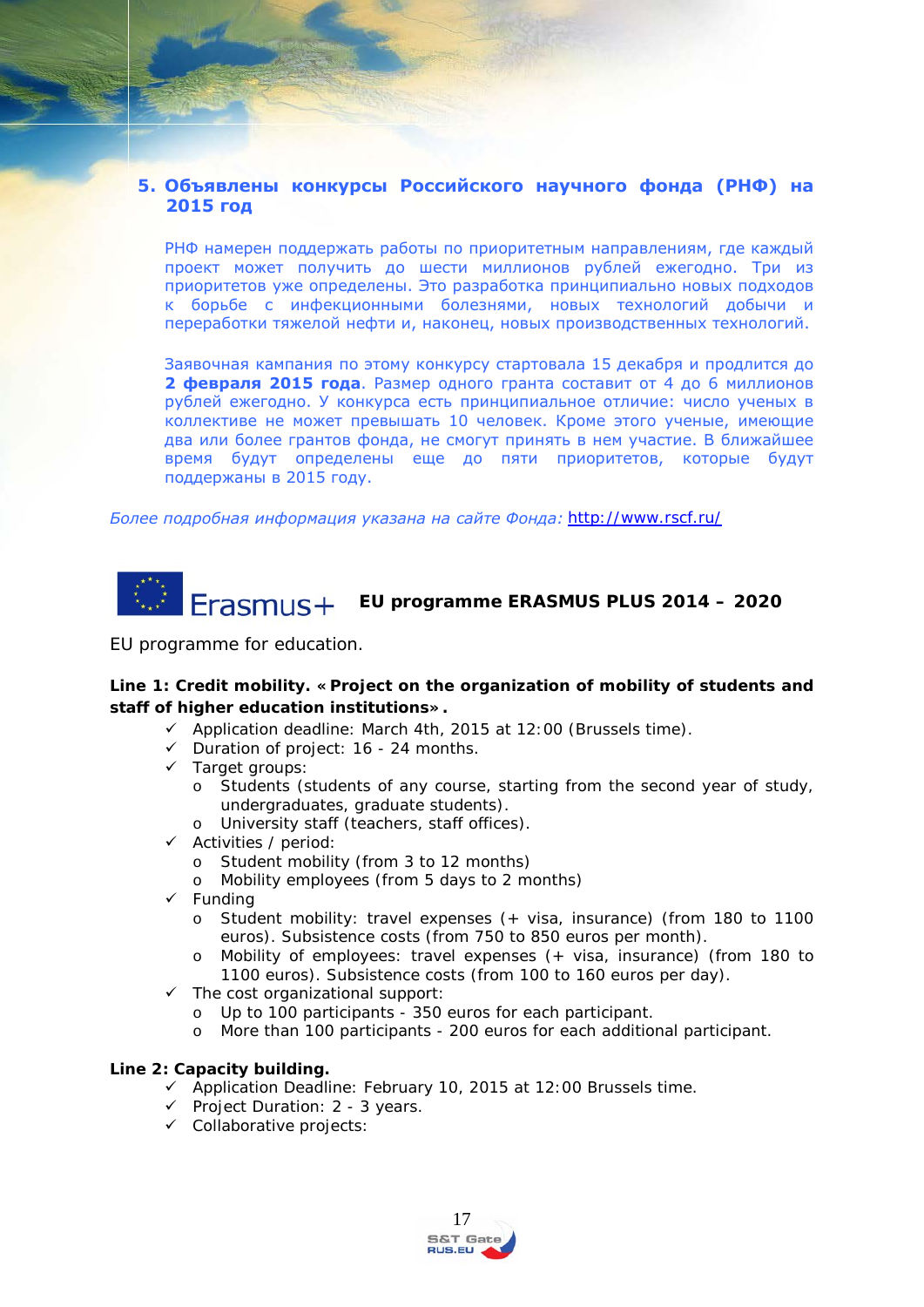## 5. Объявлены конкурсы Российского научного фонда (РНФ) на 2015 год

РНФ намерен поддержать работы по приоритетным направлениям, где каждый проект может получить до шести миллионов рублей ежегодно. Три из приоритетов уже определены. Это разработка принципиально новых подходов к борьбе с инфекционными болезнями, новых технологий добычи и переработки тяжелой нефти и, наконец, новых производственных технологий.

Заявочная кампания по этому конкурсу стартовала 15 декабря и продлится до **2 февраля 2015 года**. Размер одного гранта составит от 4 до 6 миллионов рублей ежегодно. У конкурса есть принципиальное отличие: число ученых в коллективе не может превышать 10 человек. Кроме этого ученые, имеющие два или более грантов фонда, не смогут принять в нем участие. В ближайшее время будут определены еще до пяти приоритетов, которые будут поддержаны в 2015 году.

*Более подробная информация указана на сайте Фонда:* http://www.rscf.ru/

## Erasmus+ EU programme ERASMUS PLUS 2014 – 2020

EU programme for education.

**Line 1: Credit mobility. «Project on the organization of mobility of students and staff of higher education institutions».**

- Application deadline: March 4th, 2015 at 12:00 (Brussels time).
- Duration of project: 16 - 24 months.
- Target groups:
  - Students (students of any course, starting from the second year of study, undergraduates, graduate students).
  - University staff (teachers, staff offices).
- Activities / period:
  - Student mobility (from 3 to 12 months)
  - Mobility employees (from 5 days to 2 months)
- Funding
  - Student mobility: travel expenses (+ visa, insurance) (from 180 to 1100 euros). Subsistence costs (from 750 to 850 euros per month).
  - Mobility of employees: travel expenses (+ visa, insurance) (from 180 to 1100 euros). Subsistence costs (from 100 to 160 euros per day).
- The cost organizational support:
  - Up to 100 participants - 350 euros for each participant.
  - More than 100 participants - 200 euros for each additional participant.

**Line 2: Capacity building.**

- Application Deadline: February 10, 2015 at 12:00 Brussels time.
- Project Duration: 2 - 3 years.
- Collaborative projects: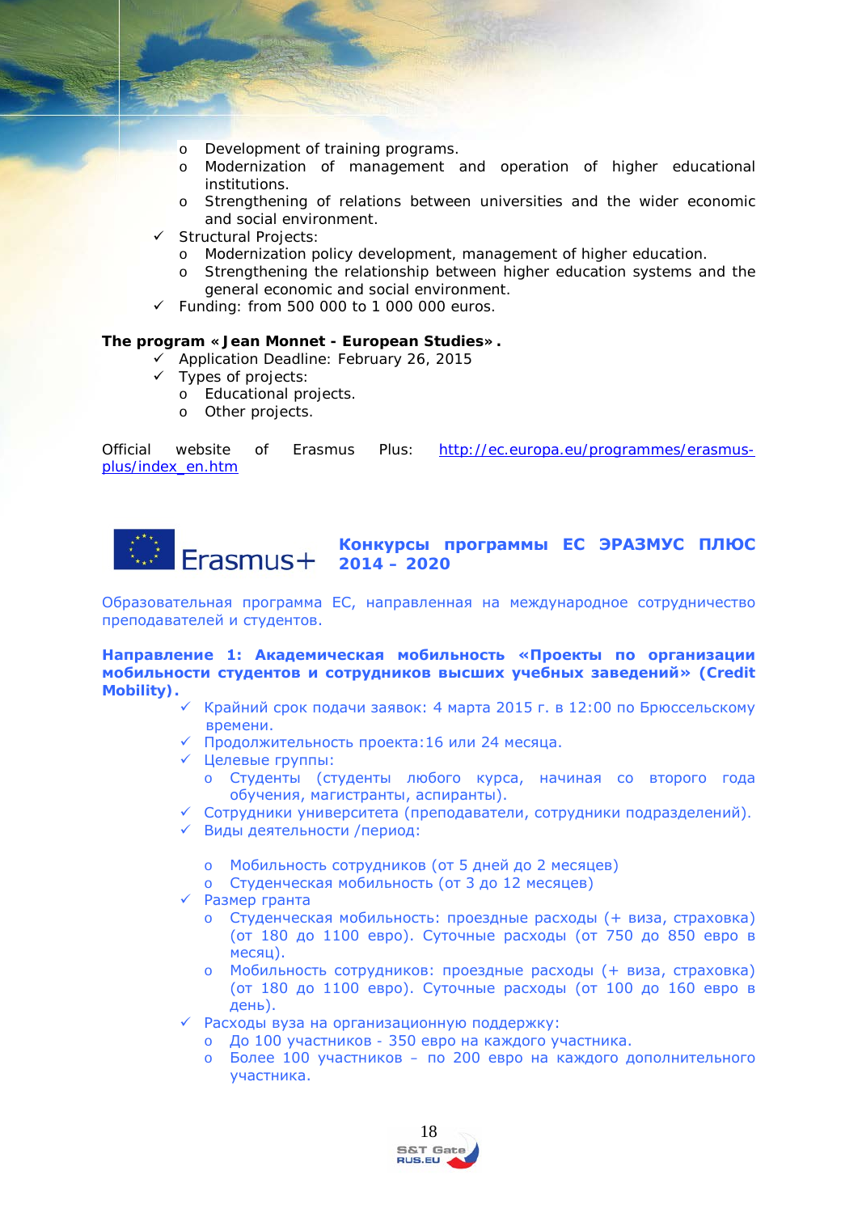- Development of training programs.
  - Modernization of management and operation of higher educational institutions.
  - Strengthening of relations between universities and the wider economic and social environment.
- ✓ Structural Projects:
  - Modernization policy development, management of higher education.
  - Strengthening the relationship between higher education systems and the general economic and social environment.
- ✓ Funding: from 500 000 to 1 000 000 euros.

**The program «Jean Monnet - European Studies».**

- ✓ Application Deadline: February 26, 2015
- ✓ Types of projects:
  - Educational projects.
  - Other projects.

Official website of Erasmus Plus: http://ec.europa.eu/programmes/erasmus-plus/index_en.htm

## Erasmus+ Конкурсы программы ЕС ЭРАЗМУС ПЛЮС 2014 – 2020

Образовательная программа ЕС, направленная на международное сотрудничество преподавателей и студентов.

**Направление 1: Академическая мобильность «Проекты по организации мобильности студентов и сотрудников высших учебных заведений» (Credit Mobility).**

- ✓ Крайний срок подачи заявок: 4 марта 2015 г. в 12:00 по Брюссельскому времени.
- ✓ Продолжительность проекта:16 или 24 месяца.
- ✓ Целевые группы:
  - Студенты (студенты любого курса, начиная со второго года обучения, магистранты, аспиранты).
- ✓ Сотрудники университета (преподаватели, сотрудники подразделений).
- ✓ Виды деятельности /период:
  - Мобильность сотрудников (от 5 дней до 2 месяцев)
  - Студенческая мобильность (от 3 до 12 месяцев)
- ✓ Размер гранта
  - Студенческая мобильность: проездные расходы (+ виза, страховка) (от 180 до 1100 евро). Суточные расходы (от 750 до 850 евро в месяц).
  - Мобильность сотрудников: проездные расходы (+ виза, страховка) (от 180 до 1100 евро). Суточные расходы (от 100 до 160 евро в день).
- ✓ Расходы вуза на организационную поддержку:
  - До 100 участников - 350 евро на каждого участника.
  - Более 100 участников – по 200 евро на каждого дополнительного участника.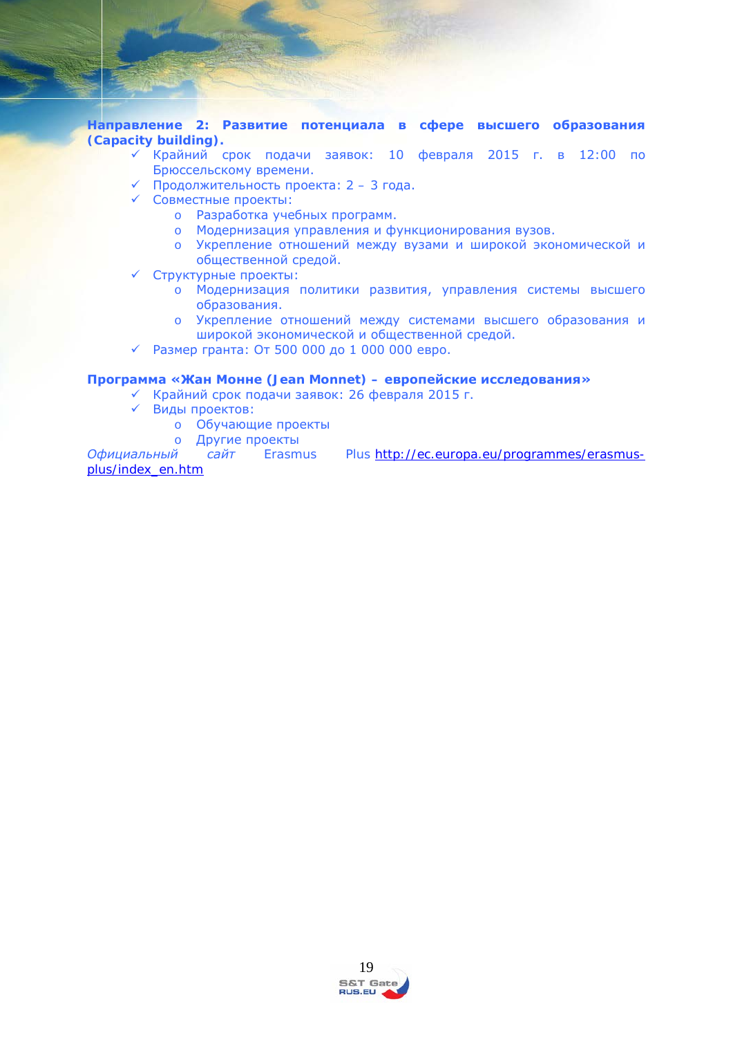**Направление 2: Развитие потенциала в сфере высшего образования (Capacity building).**

- ✓ Крайний срок подачи заявок: 10 февраля 2015 г. в 12:00 по Брюссельскому времени.
- ✓ Продолжительность проекта: 2 – 3 года.
- ✓ Совместные проекты:
  - o Разработка учебных программ.
  - o Модернизация управления и функционирования вузов.
  - o Укрепление отношений между вузами и широкой экономической и общественной средой.
- ✓ Структурные проекты:
  - o Модернизация политики развития, управления системы высшего образования.
  - o Укрепление отношений между системами высшего образования и широкой экономической и общественной средой.
- ✓ Размер гранта: От 500 000 до 1 000 000 евро.

**Программа «Жан Монне (Jean Monnet) – европейские исследования»**

- ✓ Крайний срок подачи заявок: 26 февраля 2015 г.
- ✓ Виды проектов:
  - o Обучающие проекты
  - o Другие проекты

*Официальный сайт* Erasmus Plus http://ec.europa.eu/programmes/erasmus-plus/index_en.htm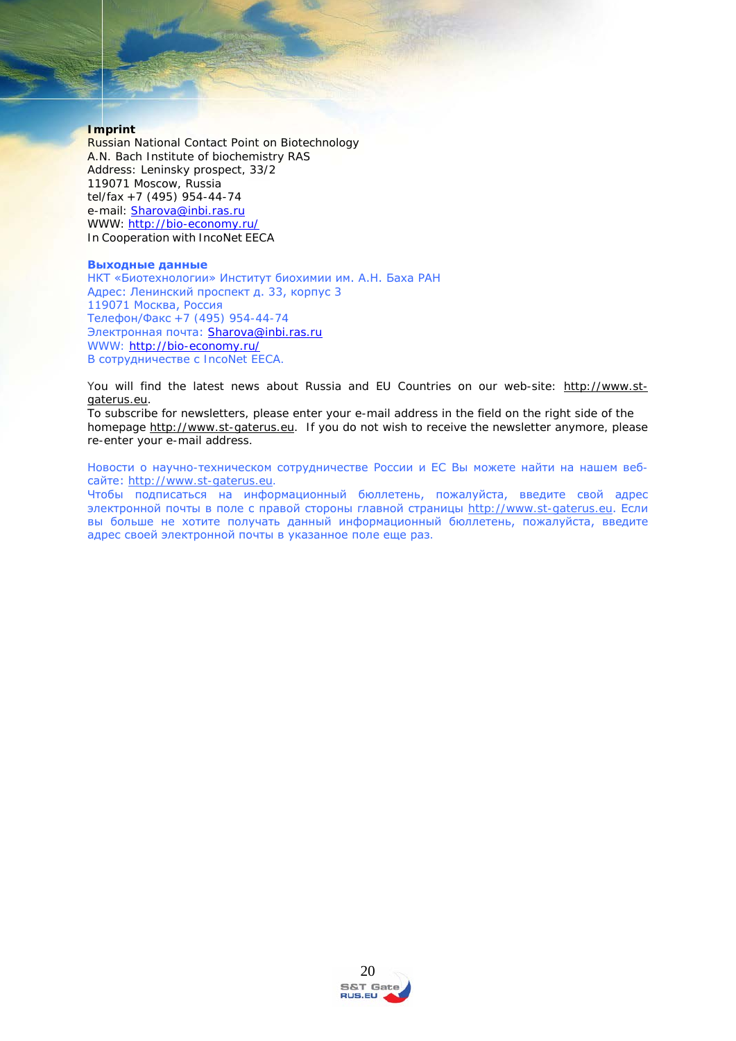**Imprint**
Russian National Contact Point on Biotechnology
A.N. Bach Institute of biochemistry RAS
Address: Leninsky prospect, 33/2
119071 Moscow, Russia
tel/fax +7 (495) 954-44-74
e-mail: Sharova@inbi.ras.ru
WWW: http://bio-economy.ru/
In Cooperation with IncoNet EECA

**Выходные данные**
НКТ «Биотехнологии» Институт биохимии им. А.Н. Баха РАН
Адрес: Ленинский проспект д. 33, корпус 3
119071 Москва, Россия
Телефон/Факс +7 (495) 954-44-74
Электронная почта: Sharova@inbi.ras.ru
WWW: http://bio-economy.ru/
В сотрудничестве с IncoNet EECA.

You will find the latest news about Russia and EU Countries on our web-site: http://www.st-gaterus.eu.
To subscribe for newsletters, please enter your e-mail address in the field on the right side of the homepage http://www.st-gaterus.eu. If you do not wish to receive the newsletter anymore, please re-enter your e-mail address.

Новости о научно-техническом сотрудничестве России и ЕС Вы можете найти на нашем веб-сайте: http://www.st-gaterus.eu.
Чтобы подписаться на информационный бюллетень, пожалуйста, введите свой адрес электронной почты в поле с правой стороны главной страницы http://www.st-gaterus.eu. Если вы больше не хотите получать данный информационный бюллетень, пожалуйста, введите адрес своей электронной почты в указанное поле еще раз.